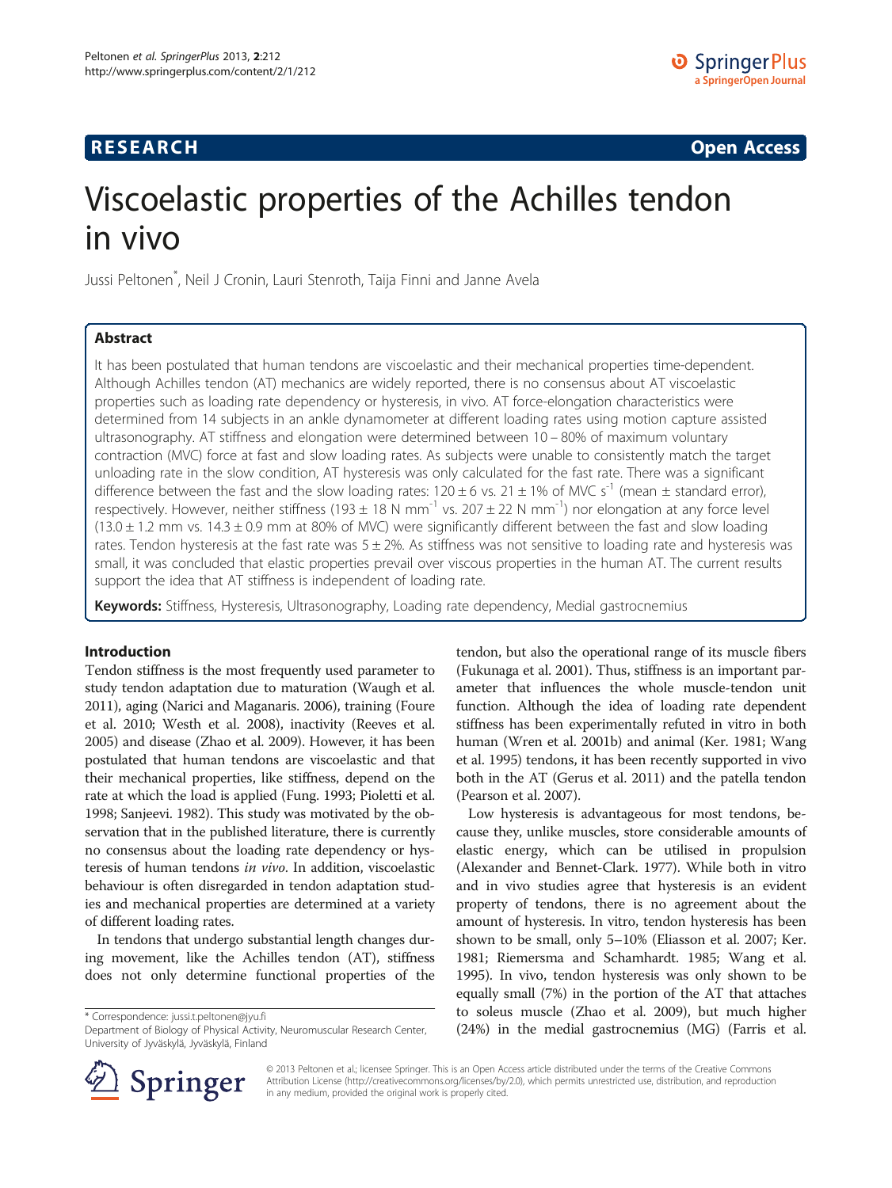RESEARCH Open Access

# Viscoelastic properties of the Achilles tendon in vivo

Jussi Peltonen*, Neil J Cronin, Lauri Stenroth, Taija Finni and Janne Avela

## Abstract

It has been postulated that human tendons are viscoelastic and their mechanical properties time-dependent. Although Achilles tendon (AT) mechanics are widely reported, there is no consensus about AT viscoelastic properties such as loading rate dependency or hysteresis, in vivo. AT force-elongation characteristics were determined from 14 subjects in an ankle dynamometer at different loading rates using motion capture assisted ultrasonography. AT stiffness and elongation were determined between 10 – 80% of maximum voluntary contraction (MVC) force at fast and slow loading rates. As subjects were unable to consistently match the target unloading rate in the slow condition, AT hysteresis was only calculated for the fast rate. There was a significant difference between the fast and the slow loading rates: 120 ± 6 vs. 21 ± 1% of MVC $s^{-1}$ (mean ± standard error), respectively. However, neither stiffness (193 ± 18 N $mm^{-1}$ vs. 207 ± 22 N $mm^{-1}$) nor elongation at any force level (13.0 ± 1.2 mm vs. 14.3 ± 0.9 mm at 80% of MVC) were significantly different between the fast and slow loading rates. Tendon hysteresis at the fast rate was 5 ± 2%. As stiffness was not sensitive to loading rate and hysteresis was small, it was concluded that elastic properties prevail over viscous properties in the human AT. The current results support the idea that AT stiffness is independent of loading rate.

**Keywords:** Stiffness, Hysteresis, Ultrasonography, Loading rate dependency, Medial gastrocnemius

## Introduction

Tendon stiffness is the most frequently used parameter to study tendon adaptation due to maturation (Waugh et al. 2011), aging (Narici and Maganaris. 2006), training (Foure et al. 2010; Westh et al. 2008), inactivity (Reeves et al. 2005) and disease (Zhao et al. 2009). However, it has been postulated that human tendons are viscoelastic and that their mechanical properties, like stiffness, depend on the rate at which the load is applied (Fung. 1993; Pioletti et al. 1998; Sanjeevi. 1982). This study was motivated by the observation that in the published literature, there is currently no consensus about the loading rate dependency or hysteresis of human tendons *in vivo*. In addition, viscoelastic behaviour is often disregarded in tendon adaptation studies and mechanical properties are determined at a variety of different loading rates.

In tendons that undergo substantial length changes during movement, like the Achilles tendon (AT), stiffness does not only determine functional properties of the tendon, but also the operational range of its muscle fibers (Fukunaga et al. 2001). Thus, stiffness is an important parameter that influences the whole muscle-tendon unit function. Although the idea of loading rate dependent stiffness has been experimentally refuted in vitro in both human (Wren et al. 2001b) and animal (Ker. 1981; Wang et al. 1995) tendons, it has been recently supported in vivo both in the AT (Gerus et al. 2011) and the patella tendon (Pearson et al. 2007).

Low hysteresis is advantageous for most tendons, because they, unlike muscles, store considerable amounts of elastic energy, which can be utilised in propulsion (Alexander and Bennet-Clark. 1977). While both in vitro and in vivo studies agree that hysteresis is an evident property of tendons, there is no agreement about the amount of hysteresis. In vitro, tendon hysteresis has been shown to be small, only 5–10% (Eliasson et al. 2007; Ker. 1981; Riemersma and Schamhardt. 1985; Wang et al. 1995). In vivo, tendon hysteresis was only shown to be equally small (7%) in the portion of the AT that attaches to soleus muscle (Zhao et al. 2009), but much higher (24%) in the medial gastrocnemius (MG) (Farris et al.

* Correspondence: jussi.t.peltonen@jyu.fi
Department of Biology of Physical Activity, Neuromuscular Research Center, University of Jyväskylä, Jyväskylä, Finland

© 2013 Peltonen et al.; licensee Springer. This is an Open Access article distributed under the terms of the Creative Commons Attribution License (http://creativecommons.org/licenses/by/2.0), which permits unrestricted use, distribution, and reproduction in any medium, provided the original work is properly cited.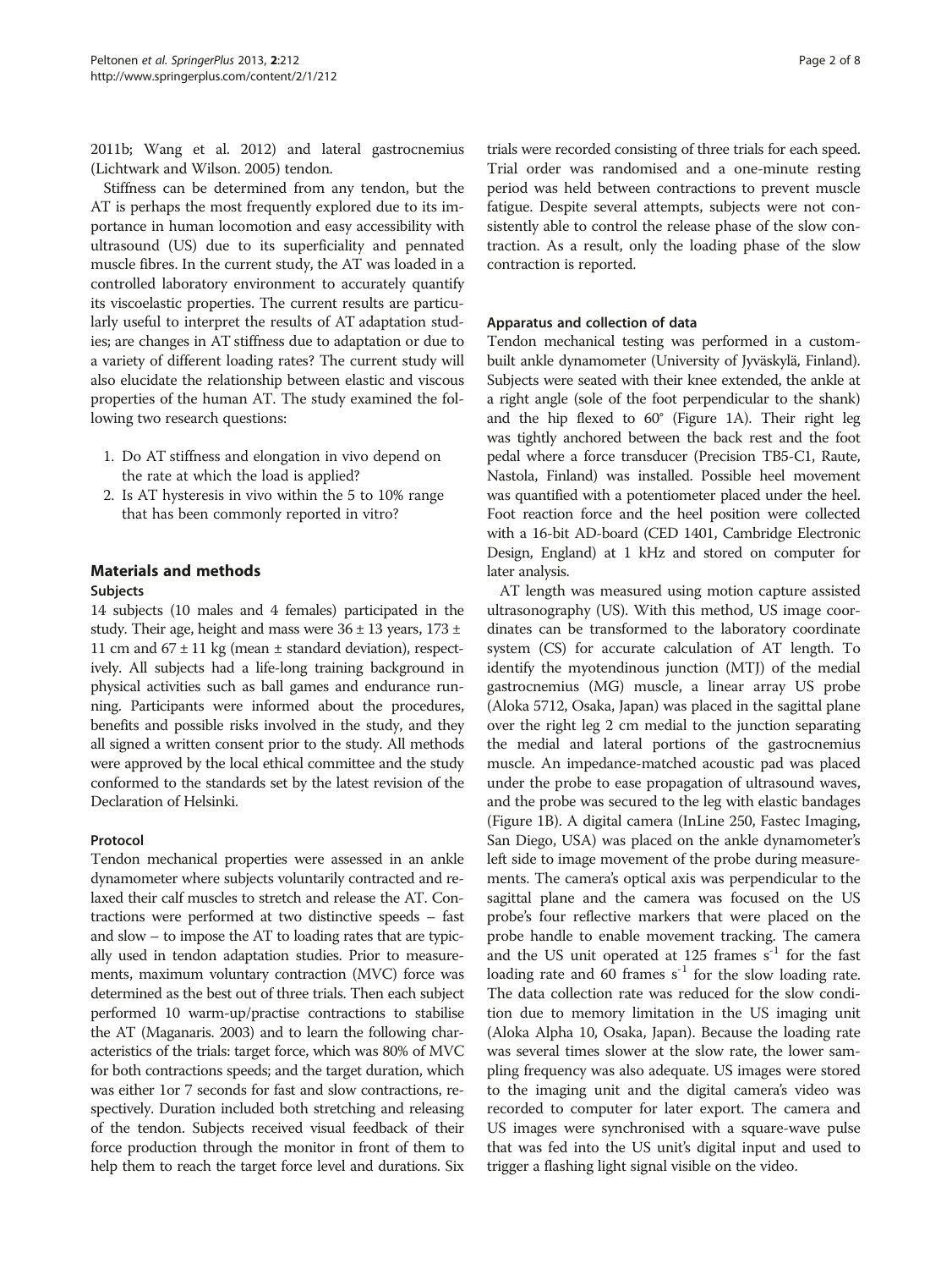2011b; Wang et al. 2012) and lateral gastrocnemius (Lichtwark and Wilson. 2005) tendon.

Stiffness can be determined from any tendon, but the AT is perhaps the most frequently explored due to its importance in human locomotion and easy accessibility with ultrasound (US) due to its superficiality and pennated muscle fibres. In the current study, the AT was loaded in a controlled laboratory environment to accurately quantify its viscoelastic properties. The current results are particularly useful to interpret the results of AT adaptation studies; are changes in AT stiffness due to adaptation or due to a variety of different loading rates? The current study will also elucidate the relationship between elastic and viscous properties of the human AT. The study examined the following two research questions:

1. Do AT stiffness and elongation in vivo depend on the rate at which the load is applied?
2. Is AT hysteresis in vivo within the 5 to 10% range that has been commonly reported in vitro?

## Materials and methods

### Subjects

14 subjects (10 males and 4 females) participated in the study. Their age, height and mass were 36 ± 13 years, 173 ± 11 cm and 67 ± 11 kg (mean ± standard deviation), respectively. All subjects had a life-long training background in physical activities such as ball games and endurance running. Participants were informed about the procedures, benefits and possible risks involved in the study, and they all signed a written consent prior to the study. All methods were approved by the local ethical committee and the study conformed to the standards set by the latest revision of the Declaration of Helsinki.

### Protocol

Tendon mechanical properties were assessed in an ankle dynamometer where subjects voluntarily contracted and relaxed their calf muscles to stretch and release the AT. Contractions were performed at two distinctive speeds – fast and slow – to impose the AT to loading rates that are typically used in tendon adaptation studies. Prior to measurements, maximum voluntary contraction (MVC) force was determined as the best out of three trials. Then each subject performed 10 warm-up/practise contractions to stabilise the AT (Maganaris. 2003) and to learn the following characteristics of the trials: target force, which was 80% of MVC for both contractions speeds; and the target duration, which was either 1or 7 seconds for fast and slow contractions, respectively. Duration included both stretching and releasing of the tendon. Subjects received visual feedback of their force production through the monitor in front of them to help them to reach the target force level and durations. Six trials were recorded consisting of three trials for each speed. Trial order was randomised and a one-minute resting period was held between contractions to prevent muscle fatigue. Despite several attempts, subjects were not consistently able to control the release phase of the slow contraction. As a result, only the loading phase of the slow contraction is reported.

### Apparatus and collection of data

Tendon mechanical testing was performed in a custom-built ankle dynamometer (University of Jyväskylä, Finland). Subjects were seated with their knee extended, the ankle at a right angle (sole of the foot perpendicular to the shank) and the hip flexed to 60° (Figure 1A). Their right leg was tightly anchored between the back rest and the foot pedal where a force transducer (Precision TB5-C1, Raute, Nastola, Finland) was installed. Possible heel movement was quantified with a potentiometer placed under the heel. Foot reaction force and the heel position were collected with a 16-bit AD-board (CED 1401, Cambridge Electronic Design, England) at 1 kHz and stored on computer for later analysis.

AT length was measured using motion capture assisted ultrasonography (US). With this method, US image coordinates can be transformed to the laboratory coordinate system (CS) for accurate calculation of AT length. To identify the myotendinous junction (MTJ) of the medial gastrocnemius (MG) muscle, a linear array US probe (Aloka 5712, Osaka, Japan) was placed in the sagittal plane over the right leg 2 cm medial to the junction separating the medial and lateral portions of the gastrocnemius muscle. An impedance-matched acoustic pad was placed under the probe to ease propagation of ultrasound waves, and the probe was secured to the leg with elastic bandages (Figure 1B). A digital camera (InLine 250, Fastec Imaging, San Diego, USA) was placed on the ankle dynamometer's left side to image movement of the probe during measurements. The camera's optical axis was perpendicular to the sagittal plane and the camera was focused on the US probe's four reflective markers that were placed on the probe handle to enable movement tracking. The camera and the US unit operated at 125 frames $s^{-1}$ for the fast loading rate and 60 frames $s^{-1}$ for the slow loading rate. The data collection rate was reduced for the slow condition due to memory limitation in the US imaging unit (Aloka Alpha 10, Osaka, Japan). Because the loading rate was several times slower at the slow rate, the lower sampling frequency was also adequate. US images were stored to the imaging unit and the digital camera's video was recorded to computer for later export. The camera and US images were synchronised with a square-wave pulse that was fed into the US unit's digital input and used to trigger a flashing light signal visible on the video.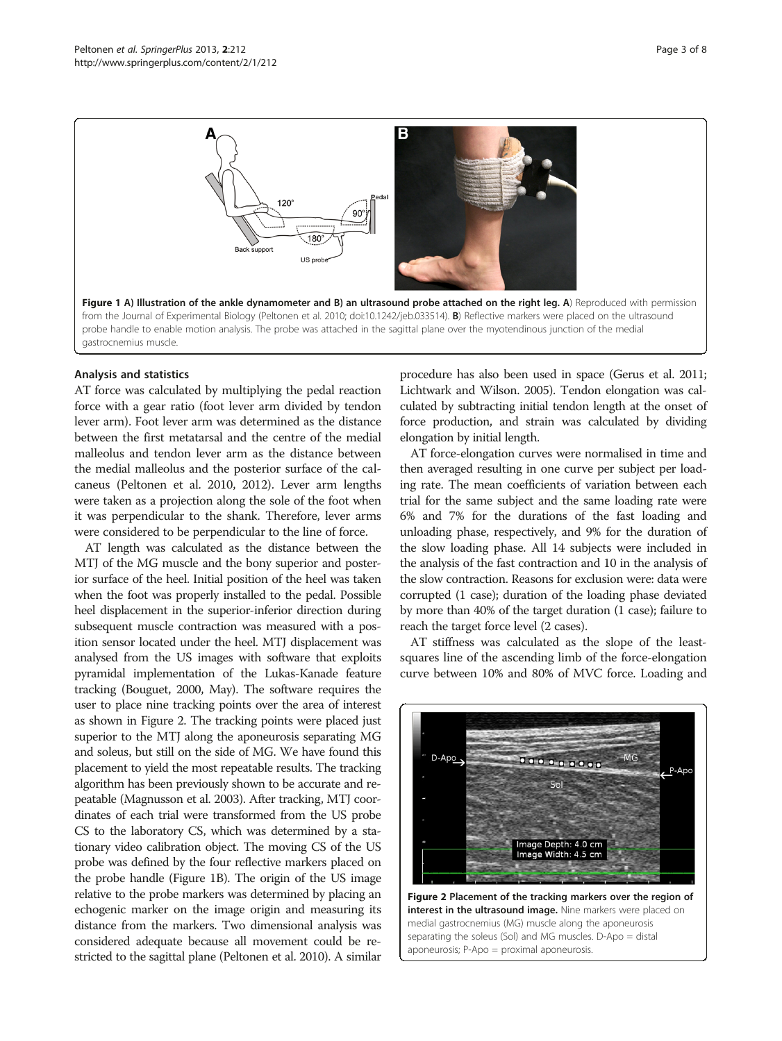**Figure 1 A) Illustration of the ankle dynamometer and B) an ultrasound probe attached on the right leg. A**) Reproduced with permission from the Journal of Experimental Biology (Peltonen et al. 2010; doi:10.1242/jeb.033514). **B**) Reflective markers were placed on the ultrasound probe handle to enable motion analysis. The probe was attached in the sagittal plane over the myotendinous junction of the medial gastrocnemius muscle.

### Analysis and statistics

AT force was calculated by multiplying the pedal reaction force with a gear ratio (foot lever arm divided by tendon lever arm). Foot lever arm was determined as the distance between the first metatarsal and the centre of the medial malleolus and tendon lever arm as the distance between the medial malleolus and the posterior surface of the calcaneus (Peltonen et al. 2010, 2012). Lever arm lengths were taken as a projection along the sole of the foot when it was perpendicular to the shank. Therefore, lever arms were considered to be perpendicular to the line of force.

AT length was calculated as the distance between the MTJ of the MG muscle and the bony superior and posterior surface of the heel. Initial position of the heel was taken when the foot was properly installed to the pedal. Possible heel displacement in the superior-inferior direction during subsequent muscle contraction was measured with a position sensor located under the heel. MTJ displacement was analysed from the US images with software that exploits pyramidal implementation of the Lukas-Kanade feature tracking (Bouguet, 2000, May). The software requires the user to place nine tracking points over the area of interest as shown in Figure 2. The tracking points were placed just superior to the MTJ along the aponeurosis separating MG and soleus, but still on the side of MG. We have found this placement to yield the most repeatable results. The tracking algorithm has been previously shown to be accurate and repeatable (Magnusson et al. 2003). After tracking, MTJ coordinates of each trial were transformed from the US probe CS to the laboratory CS, which was determined by a stationary video calibration object. The moving CS of the US probe was defined by the four reflective markers placed on the probe handle (Figure 1B). The origin of the US image relative to the probe markers was determined by placing an echogenic marker on the image origin and measuring its distance from the markers. Two dimensional analysis was considered adequate because all movement could be restricted to the sagittal plane (Peltonen et al. 2010). A similar procedure has also been used in space (Gerus et al. 2011; Lichtwark and Wilson. 2005). Tendon elongation was calculated by subtracting initial tendon length at the onset of force production, and strain was calculated by dividing elongation by initial length.

AT force-elongation curves were normalised in time and then averaged resulting in one curve per subject per loading rate. The mean coefficients of variation between each trial for the same subject and the same loading rate were 6% and 7% for the durations of the fast loading and unloading phase, respectively, and 9% for the duration of the slow loading phase. All 14 subjects were included in the analysis of the fast contraction and 10 in the analysis of the slow contraction. Reasons for exclusion were: data were corrupted (1 case); duration of the loading phase deviated by more than 40% of the target duration (1 case); failure to reach the target force level (2 cases).

AT stiffness was calculated as the slope of the least-squares line of the ascending limb of the force-elongation curve between 10% and 80% of MVC force. Loading and

**Figure 2 Placement of the tracking markers over the region of interest in the ultrasound image.** Nine markers were placed on medial gastrocnemius (MG) muscle along the aponeurosis separating the soleus (Sol) and MG muscles. D-Apo = distal aponeurosis; P-Apo = proximal aponeurosis.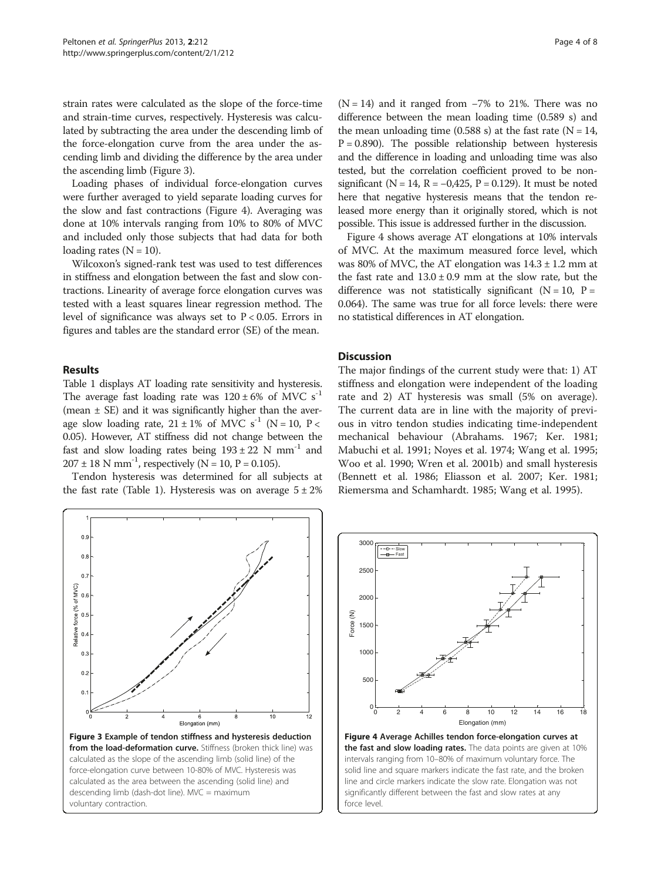strain rates were calculated as the slope of the force-time and strain-time curves, respectively. Hysteresis was calculated by subtracting the area under the descending limb of the force-elongation curve from the area under the ascending limb and dividing the difference by the area under the ascending limb (Figure 3).

Loading phases of individual force-elongation curves were further averaged to yield separate loading curves for the slow and fast contractions (Figure 4). Averaging was done at 10% intervals ranging from 10% to 80% of MVC and included only those subjects that had data for both loading rates (N = 10).

Wilcoxon's signed-rank test was used to test differences in stiffness and elongation between the fast and slow contractions. Linearity of average force elongation curves was tested with a least squares linear regression method. The level of significance was always set to $P < 0.05$. Errors in figures and tables are the standard error (SE) of the mean.

## Results

Table 1 displays AT loading rate sensitivity and hysteresis. The average fast loading rate was $120 \pm 6\%$ of MVC $s^{-1}$ (mean ± SE) and it was significantly higher than the average slow loading rate, $21 \pm 1\%$ of MVC $s^{-1}$ ($N = 10$, $P < 0.05$). However, AT stiffness did not change between the fast and slow loading rates being $193 \pm 22$ N $mm^{-1}$ and $207 \pm 18$ N $mm^{-1}$, respectively ($N = 10$, $P = 0.105$).

Tendon hysteresis was determined for all subjects at the fast rate (Table 1). Hysteresis was on average $5 \pm 2\%$ ($N = 14$) and it ranged from −7% to 21%. There was no difference between the mean loading time (0.589 s) and the mean unloading time (0.588 s) at the fast rate ($N = 14$, $P = 0.890$). The possible relationship between hysteresis and the difference in loading and unloading time was also tested, but the correlation coefficient proved to be non-significant ($N = 14$, $R = -0,425$, $P = 0.129$). It must be noted here that negative hysteresis means that the tendon released more energy than it originally stored, which is not possible. This issue is addressed further in the discussion.

Figure 4 shows average AT elongations at 10% intervals of MVC. At the maximum measured force level, which was 80% of MVC, the AT elongation was $14.3 \pm 1.2$ mm at the fast rate and $13.0 \pm 0.9$ mm at the slow rate, but the difference was not statistically significant ($N = 10$, $P = 0.064$). The same was true for all force levels: there were no statistical differences in AT elongation.

## Discussion

The major findings of the current study were that: 1) AT stiffness and elongation were independent of the loading rate and 2) AT hysteresis was small (5% on average). The current data are in line with the majority of previous in vitro tendon studies indicating time-independent mechanical behaviour (Abrahams. 1967; Ker. 1981; Mabuchi et al. 1991; Noyes et al. 1974; Wang et al. 1995; Woo et al. 1990; Wren et al. 2001b) and small hysteresis (Bennett et al. 1986; Eliasson et al. 2007; Ker. 1981; Riemersma and Schamhardt. 1985; Wang et al. 1995).

**Figure 3 Example of tendon stiffness and hysteresis deduction from the load-deformation curve.** Stiffness (broken thick line) was calculated as the slope of the ascending limb (solid line) of the force-elongation curve between 10-80% of MVC. Hysteresis was calculated as the area between the ascending (solid line) and descending limb (dash-dot line). MVC = maximum voluntary contraction.

**Figure 4 Average Achilles tendon force-elongation curves at the fast and slow loading rates.** The data points are given at 10% intervals ranging from 10–80% of maximum voluntary force. The solid line and square markers indicate the fast rate, and the broken line and circle markers indicate the slow rate. Elongation was not significantly different between the fast and slow rates at any force level.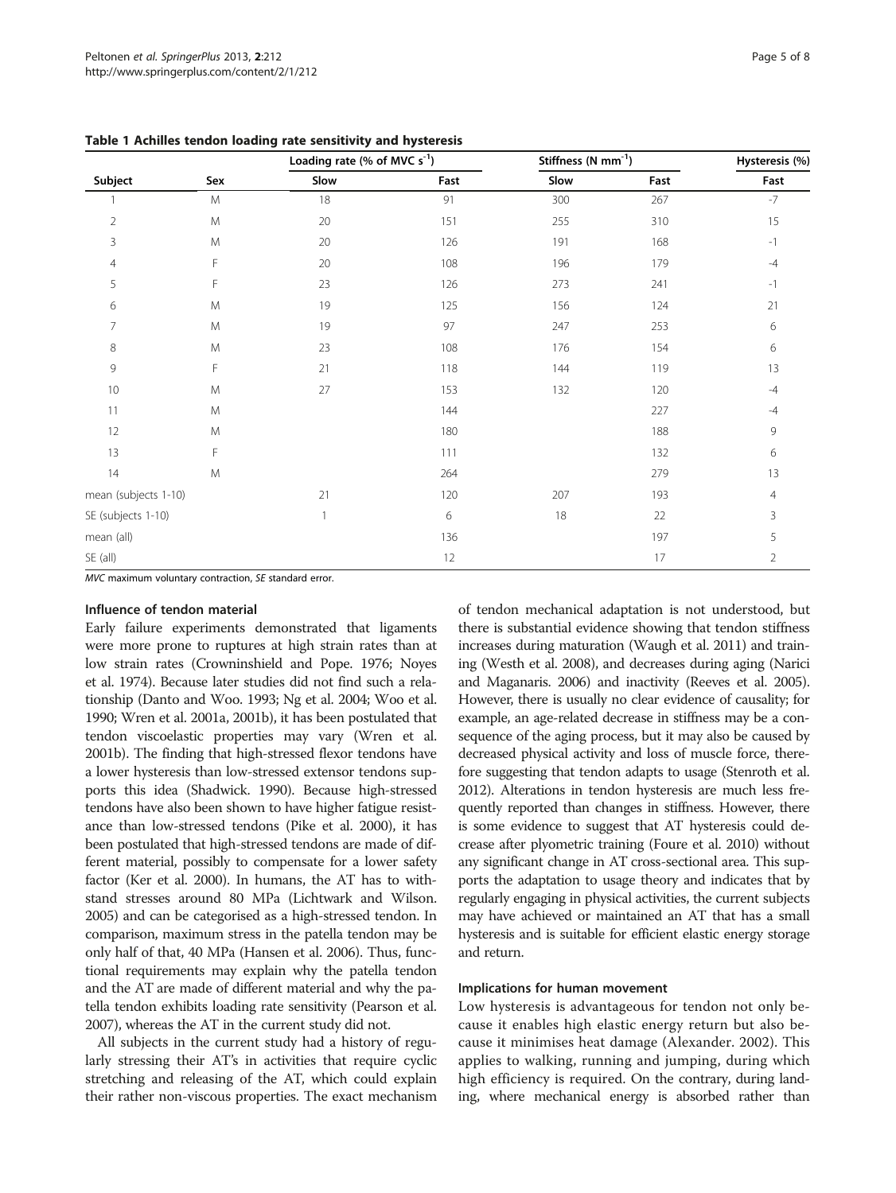**Table 1 Achilles tendon loading rate sensitivity and hysteresis**

| Subject | Sex | Loading rate (% of MVC $s^{-1}$) | | Stiffness (N $mm^{-1}$) | | Hysteresis (%) |
|---|---|---|---|---|---|---|
| | | Slow | Fast | Slow | Fast | Fast |
| 1 | M | 18 | 91 | 300 | 267 | -7 |
| 2 | M | 20 | 151 | 255 | 310 | 15 |
| 3 | M | 20 | 126 | 191 | 168 | -1 |
| 4 | F | 20 | 108 | 196 | 179 | -4 |
| 5 | F | 23 | 126 | 273 | 241 | -1 |
| 6 | M | 19 | 125 | 156 | 124 | 21 |
| 7 | M | 19 | 97 | 247 | 253 | 6 |
| 8 | M | 23 | 108 | 176 | 154 | 6 |
| 9 | F | 21 | 118 | 144 | 119 | 13 |
| 10 | M | 27 | 153 | 132 | 120 | -4 |
| 11 | M | | 144 | | 227 | -4 |
| 12 | M | | 180 | | 188 | 9 |
| 13 | F | | 111 | | 132 | 6 |
| 14 | M | | 264 | | 279 | 13 |
| mean (subjects 1-10) | | 21 | 120 | 207 | 193 | 4 |
| SE (subjects 1-10) | | 1 | 6 | 18 | 22 | 3 |
| mean (all) | | | 136 | | 197 | 5 |
| SE (all) | | | 12 | | 17 | 2 |

*MVC* maximum voluntary contraction, *SE* standard error.

#### Influence of tendon material

Early failure experiments demonstrated that ligaments were more prone to ruptures at high strain rates than at low strain rates (Crowninshield and Pope. 1976; Noyes et al. 1974). Because later studies did not find such a relationship (Danto and Woo. 1993; Ng et al. 2004; Woo et al. 1990; Wren et al. 2001a, 2001b), it has been postulated that tendon viscoelastic properties may vary (Wren et al. 2001b). The finding that high-stressed flexor tendons have a lower hysteresis than low-stressed extensor tendons supports this idea (Shadwick. 1990). Because high-stressed tendons have also been shown to have higher fatigue resistance than low-stressed tendons (Pike et al. 2000), it has been postulated that high-stressed tendons are made of different material, possibly to compensate for a lower safety factor (Ker et al. 2000). In humans, the AT has to withstand stresses around 80 MPa (Lichtwark and Wilson. 2005) and can be categorised as a high-stressed tendon. In comparison, maximum stress in the patella tendon may be only half of that, 40 MPa (Hansen et al. 2006). Thus, functional requirements may explain why the patella tendon and the AT are made of different material and why the patella tendon exhibits loading rate sensitivity (Pearson et al. 2007), whereas the AT in the current study did not.

All subjects in the current study had a history of regularly stressing their AT's in activities that require cyclic stretching and releasing of the AT, which could explain their rather non-viscous properties. The exact mechanism of tendon mechanical adaptation is not understood, but there is substantial evidence showing that tendon stiffness increases during maturation (Waugh et al. 2011) and training (Westh et al. 2008), and decreases during aging (Narici and Maganaris. 2006) and inactivity (Reeves et al. 2005). However, there is usually no clear evidence of causality; for example, an age-related decrease in stiffness may be a consequence of the aging process, but it may also be caused by decreased physical activity and loss of muscle force, therefore suggesting that tendon adapts to usage (Stenroth et al. 2012). Alterations in tendon hysteresis are much less frequently reported than changes in stiffness. However, there is some evidence to suggest that AT hysteresis could decrease after plyometric training (Foure et al. 2010) without any significant change in AT cross-sectional area. This supports the adaptation to usage theory and indicates that by regularly engaging in physical activities, the current subjects may have achieved or maintained an AT that has a small hysteresis and is suitable for efficient elastic energy storage and return.

#### Implications for human movement

Low hysteresis is advantageous for tendon not only because it enables high elastic energy return but also because it minimises heat damage (Alexander. 2002). This applies to walking, running and jumping, during which high efficiency is required. On the contrary, during landing, where mechanical energy is absorbed rather than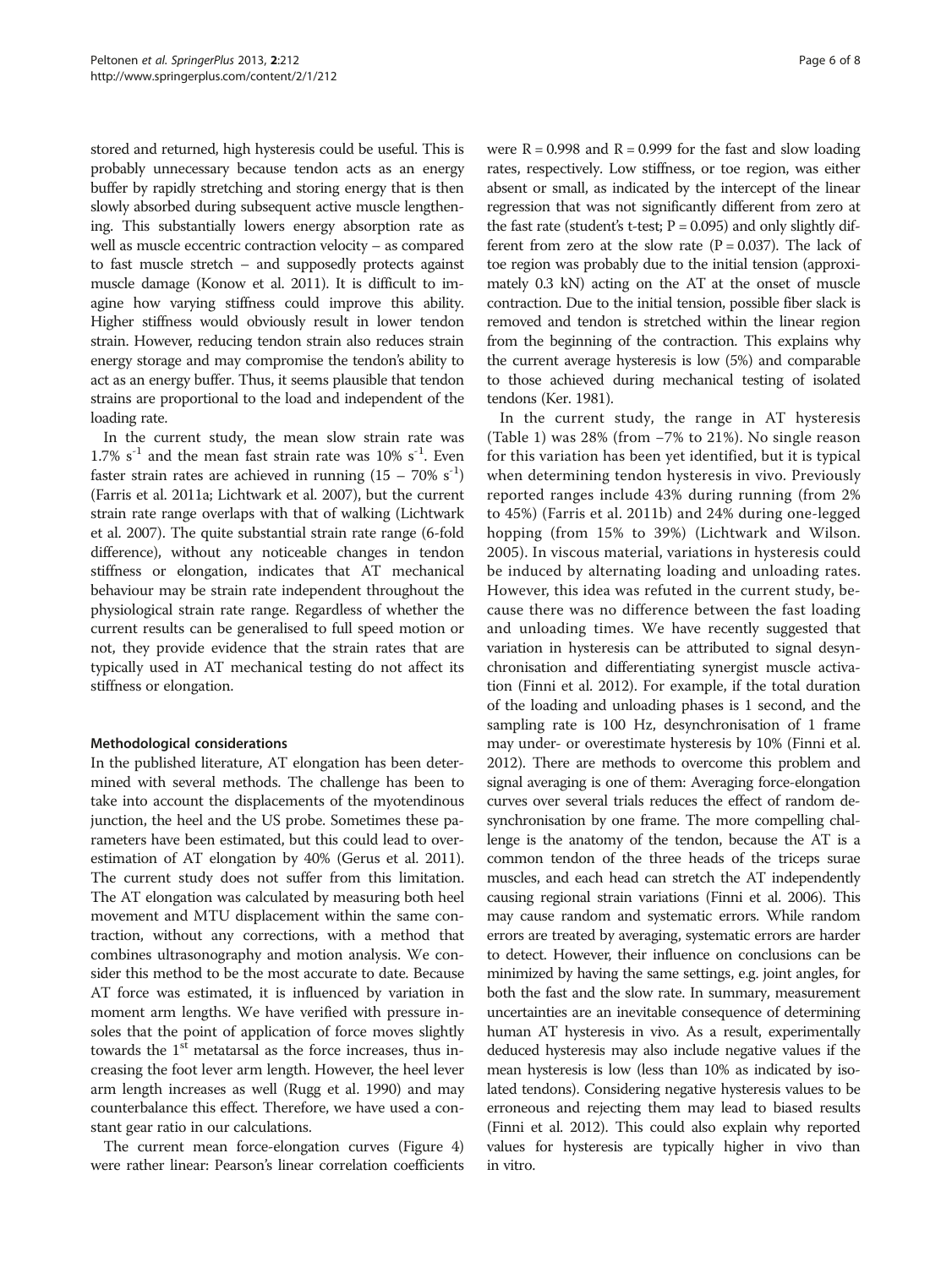stored and returned, high hysteresis could be useful. This is probably unnecessary because tendon acts as an energy buffer by rapidly stretching and storing energy that is then slowly absorbed during subsequent active muscle lengthening. This substantially lowers energy absorption rate as well as muscle eccentric contraction velocity – as compared to fast muscle stretch – and supposedly protects against muscle damage (Konow et al. 2011). It is difficult to imagine how varying stiffness could improve this ability. Higher stiffness would obviously result in lower tendon strain. However, reducing tendon strain also reduces strain energy storage and may compromise the tendon's ability to act as an energy buffer. Thus, it seems plausible that tendon strains are proportional to the load and independent of the loading rate.

In the current study, the mean slow strain rate was 1.7% $s^{-1}$ and the mean fast strain rate was 10% $s^{-1}$. Even faster strain rates are achieved in running (15 – 70% $s^{-1}$) (Farris et al. 2011a; Lichtwark et al. 2007), but the current strain rate range overlaps with that of walking (Lichtwark et al. 2007). The quite substantial strain rate range (6-fold difference), without any noticeable changes in tendon stiffness or elongation, indicates that AT mechanical behaviour may be strain rate independent throughout the physiological strain rate range. Regardless of whether the current results can be generalised to full speed motion or not, they provide evidence that the strain rates that are typically used in AT mechanical testing do not affect its stiffness or elongation.

#### Methodological considerations

In the published literature, AT elongation has been determined with several methods. The challenge has been to take into account the displacements of the myotendinous junction, the heel and the US probe. Sometimes these parameters have been estimated, but this could lead to overestimation of AT elongation by 40% (Gerus et al. 2011). The current study does not suffer from this limitation. The AT elongation was calculated by measuring both heel movement and MTU displacement within the same contraction, without any corrections, with a method that combines ultrasonography and motion analysis. We consider this method to be the most accurate to date. Because AT force was estimated, it is influenced by variation in moment arm lengths. We have verified with pressure insoles that the point of application of force moves slightly towards the 1st metatarsal as the force increases, thus increasing the foot lever arm length. However, the heel lever arm length increases as well (Rugg et al. 1990) and may counterbalance this effect. Therefore, we have used a constant gear ratio in our calculations.

The current mean force-elongation curves (Figure 4) were rather linear: Pearson's linear correlation coefficients were $R = 0.998$ and $R = 0.999$ for the fast and slow loading rates, respectively. Low stiffness, or toe region, was either absent or small, as indicated by the intercept of the linear regression that was not significantly different from zero at the fast rate (student's t-test; $P = 0.095$) and only slightly different from zero at the slow rate ($P = 0.037$). The lack of toe region was probably due to the initial tension (approximately 0.3 kN) acting on the AT at the onset of muscle contraction. Due to the initial tension, possible fiber slack is removed and tendon is stretched within the linear region from the beginning of the contraction. This explains why the current average hysteresis is low (5%) and comparable to those achieved during mechanical testing of isolated tendons (Ker. 1981).

In the current study, the range in AT hysteresis (Table 1) was 28% (from −7% to 21%). No single reason for this variation has been yet identified, but it is typical when determining tendon hysteresis in vivo. Previously reported ranges include 43% during running (from 2% to 45%) (Farris et al. 2011b) and 24% during one-legged hopping (from 15% to 39%) (Lichtwark and Wilson. 2005). In viscous material, variations in hysteresis could be induced by alternating loading and unloading rates. However, this idea was refuted in the current study, because there was no difference between the fast loading and unloading times. We have recently suggested that variation in hysteresis can be attributed to signal desynchronisation and differentiating synergist muscle activation (Finni et al. 2012). For example, if the total duration of the loading and unloading phases is 1 second, and the sampling rate is 100 Hz, desynchronisation of 1 frame may under- or overestimate hysteresis by 10% (Finni et al. 2012). There are methods to overcome this problem and signal averaging is one of them: Averaging force-elongation curves over several trials reduces the effect of random desynchronisation by one frame. The more compelling challenge is the anatomy of the tendon, because the AT is a common tendon of the three heads of the triceps surae muscles, and each head can stretch the AT independently causing regional strain variations (Finni et al. 2006). This may cause random and systematic errors. While random errors are treated by averaging, systematic errors are harder to detect. However, their influence on conclusions can be minimized by having the same settings, e.g. joint angles, for both the fast and the slow rate. In summary, measurement uncertainties are an inevitable consequence of determining human AT hysteresis in vivo. As a result, experimentally deduced hysteresis may also include negative values if the mean hysteresis is low (less than 10% as indicated by isolated tendons). Considering negative hysteresis values to be erroneous and rejecting them may lead to biased results (Finni et al. 2012). This could also explain why reported values for hysteresis are typically higher in vivo than in vitro.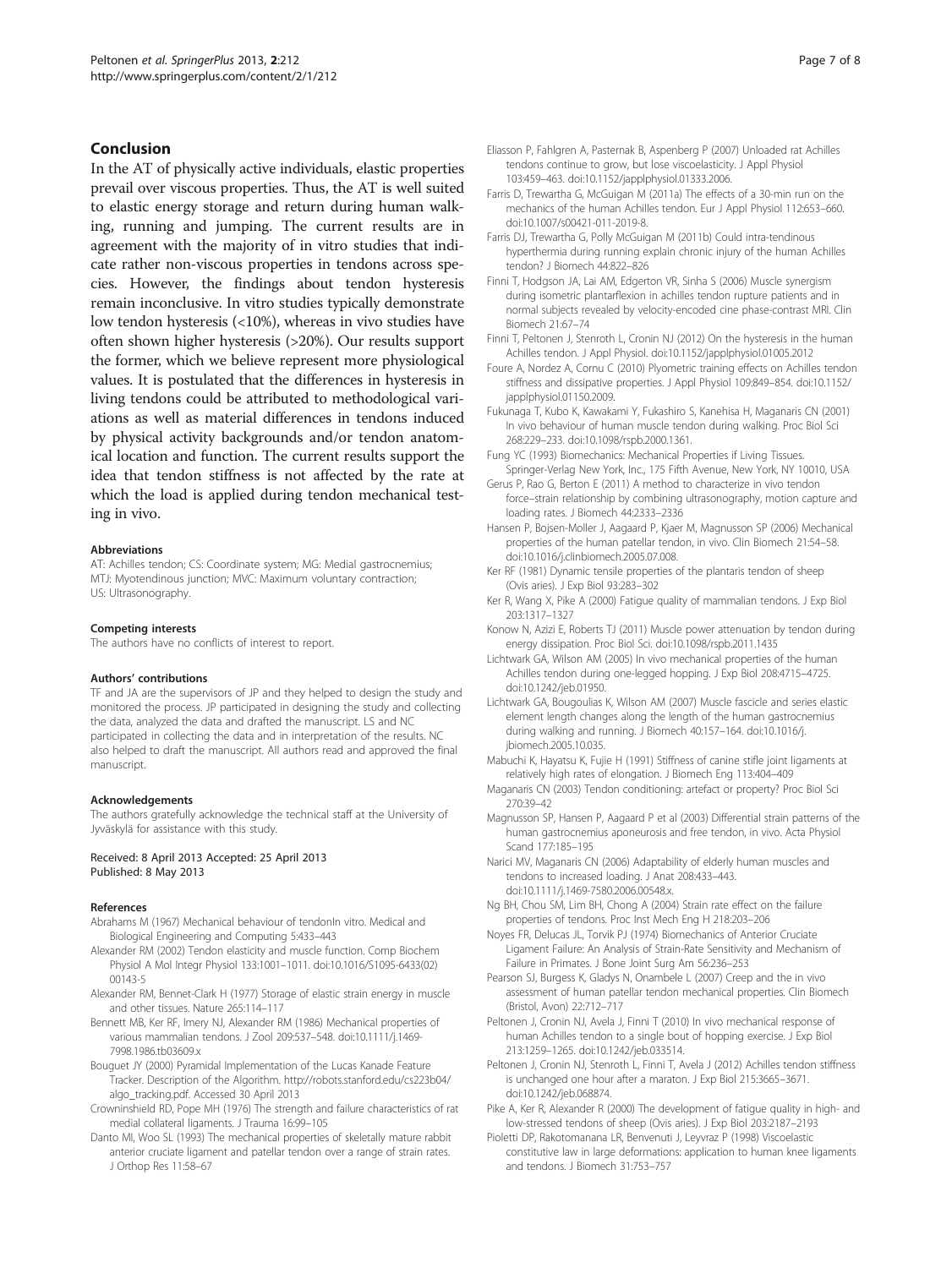## Conclusion

In the AT of physically active individuals, elastic properties prevail over viscous properties. Thus, the AT is well suited to elastic energy storage and return during human walking, running and jumping. The current results are in agreement with the majority of in vitro studies that indicate rather non-viscous properties in tendons across species. However, the findings about tendon hysteresis remain inconclusive. In vitro studies typically demonstrate low tendon hysteresis (<10%), whereas in vivo studies have often shown higher hysteresis (>20%). Our results support the former, which we believe represent more physiological values. It is postulated that the differences in hysteresis in living tendons could be attributed to methodological variations as well as material differences in tendons induced by physical activity backgrounds and/or tendon anatomical location and function. The current results support the idea that tendon stiffness is not affected by the rate at which the load is applied during tendon mechanical testing in vivo.

#### Abbreviations

AT: Achilles tendon; CS: Coordinate system; MG: Medial gastrocnemius; MTJ: Myotendinous junction; MVC: Maximum voluntary contraction; US: Ultrasonography.

#### Competing interests

The authors have no conflicts of interest to report.

#### Authors' contributions

TF and JA are the supervisors of JP and they helped to design the study and monitored the process. JP participated in designing the study and collecting the data, analyzed the data and drafted the manuscript. LS and NC participated in collecting the data and in interpretation of the results. NC also helped to draft the manuscript. All authors read and approved the final manuscript.

#### Acknowledgements

The authors gratefully acknowledge the technical staff at the University of Jyväskylä for assistance with this study.

Received: 8 April 2013 Accepted: 25 April 2013
Published: 8 May 2013

#### References

Abrahams M (1967) Mechanical behaviour of tendonIn vitro. Medical and Biological Engineering and Computing 5:433–443

Alexander RM (2002) Tendon elasticity and muscle function. Comp Biochem Physiol A Mol Integr Physiol 133:1001–1011. doi:10.1016/S1095-6433(02)00143-5

Alexander RM, Bennet-Clark H (1977) Storage of elastic strain energy in muscle and other tissues. Nature 265:114–117

Bennett MB, Ker RF, Imery NJ, Alexander RM (1986) Mechanical properties of various mammalian tendons. J Zool 209:537–548. doi:10.1111/j.1469-7998.1986.tb03609.x

Bouguet JY (2000) Pyramidal Implementation of the Lucas Kanade Feature Tracker. Description of the Algorithm. http://robots.stanford.edu/cs223b04/algo_tracking.pdf. Accessed 30 April 2013

Crowninshield RD, Pope MH (1976) The strength and failure characteristics of rat medial collateral ligaments. J Trauma 16:99–105

Danto MI, Woo SL (1993) The mechanical properties of skeletally mature rabbit anterior cruciate ligament and patellar tendon over a range of strain rates. J Orthop Res 11:58–67

Eliasson P, Fahlgren A, Pasternak B, Aspenberg P (2007) Unloaded rat Achilles tendons continue to grow, but lose viscoelasticity. J Appl Physiol 103:459–463. doi:10.1152/japplphysiol.01333.2006.

Farris D, Trewartha G, McGuigan M (2011a) The effects of a 30-min run on the mechanics of the human Achilles tendon. Eur J Appl Physiol 112:653–660. doi:10.1007/s00421-011-2019-8.

Farris DJ, Trewartha G, Polly McGuigan M (2011b) Could intra-tendinous hyperthermia during running explain chronic injury of the human Achilles tendon? J Biomech 44:822–826

Finni T, Hodgson JA, Lai AM, Edgerton VR, Sinha S (2006) Muscle synergism during isometric plantarflexion in achilles tendon rupture patients and in normal subjects revealed by velocity-encoded cine phase-contrast MRI. Clin Biomech 21:67–74

Finni T, Peltonen J, Stenroth L, Cronin NJ (2012) On the hysteresis in the human Achilles tendon. J Appl Physiol. doi:10.1152/japplphysiol.01005.2012

Foure A, Nordez A, Cornu C (2010) Plyometric training effects on Achilles tendon stiffness and dissipative properties. J Appl Physiol 109:849–854. doi:10.1152/japplphysiol.01150.2009.

Fukunaga T, Kubo K, Kawakami Y, Fukashiro S, Kanehisa H, Maganaris CN (2001) In vivo behaviour of human muscle tendon during walking. Proc Biol Sci 268:229–233. doi:10.1098/rspb.2000.1361.

Fung YC (1993) Biomechanics: Mechanical Properties if Living Tissues. Springer-Verlag New York, Inc., 175 Fifth Avenue, New York, NY 10010, USA

Gerus P, Rao G, Berton E (2011) A method to characterize in vivo tendon force–strain relationship by combining ultrasonography, motion capture and loading rates. J Biomech 44:2333–2336

Hansen P, Bojsen-Moller J, Aagaard P, Kjaer M, Magnusson SP (2006) Mechanical properties of the human patellar tendon, in vivo. Clin Biomech 21:54–58. doi:10.1016/j.clinbiomech.2005.07.008.

Ker RF (1981) Dynamic tensile properties of the plantaris tendon of sheep (Ovis aries). J Exp Biol 93:283–302

Ker R, Wang X, Pike A (2000) Fatigue quality of mammalian tendons. J Exp Biol 203:1317–1327

Konow N, Azizi E, Roberts TJ (2011) Muscle power attenuation by tendon during energy dissipation. Proc Biol Sci. doi:10.1098/rspb.2011.1435

Lichtwark GA, Wilson AM (2005) In vivo mechanical properties of the human Achilles tendon during one-legged hopping. J Exp Biol 208:4715–4725. doi:10.1242/jeb.01950.

Lichtwark GA, Bougoulias K, Wilson AM (2007) Muscle fascicle and series elastic element length changes along the length of the human gastrocnemius during walking and running. J Biomech 40:157–164. doi:10.1016/j.jbiomech.2005.10.035.

Mabuchi K, Hayatsu K, Fujie H (1991) Stiffness of canine stifle joint ligaments at relatively high rates of elongation. J Biomech Eng 113:404–409

Maganaris CN (2003) Tendon conditioning: artefact or property? Proc Biol Sci 270:39–42

Magnusson SP, Hansen P, Aagaard P et al (2003) Differential strain patterns of the human gastrocnemius aponeurosis and free tendon, in vivo. Acta Physiol Scand 177:185–195

Narici MV, Maganaris CN (2006) Adaptability of elderly human muscles and tendons to increased loading. J Anat 208:433–443. doi:10.1111/j.1469-7580.2006.00548.x.

Ng BH, Chou SM, Lim BH, Chong A (2004) Strain rate effect on the failure properties of tendons. Proc Inst Mech Eng H 218:203–206

Noyes FR, Delucas JL, Torvik PJ (1974) Biomechanics of Anterior Cruciate Ligament Failure: An Analysis of Strain-Rate Sensitivity and Mechanism of Failure in Primates. J Bone Joint Surg Am 56:236–253

Pearson SJ, Burgess K, Gladys N, Onambele L (2007) Creep and the in vivo assessment of human patellar tendon mechanical properties. Clin Biomech (Bristol, Avon) 22:712–717

Peltonen J, Cronin NJ, Avela J, Finni T (2010) In vivo mechanical response of human Achilles tendon to a single bout of hopping exercise. J Exp Biol 213:1259–1265. doi:10.1242/jeb.033514.

Peltonen J, Cronin NJ, Stenroth L, Finni T, Avela J (2012) Achilles tendon stiffness is unchanged one hour after a maraton. J Exp Biol 215:3665–3671. doi:10.1242/jeb.068874.

Pike A, Ker R, Alexander R (2000) The development of fatigue quality in high- and low-stressed tendons of sheep (Ovis aries). J Exp Biol 203:2187–2193

Pioletti DP, Rakotomanana LR, Benvenuti J, Leyvraz P (1998) Viscoelastic constitutive law in large deformations: application to human knee ligaments and tendons. J Biomech 31:753–757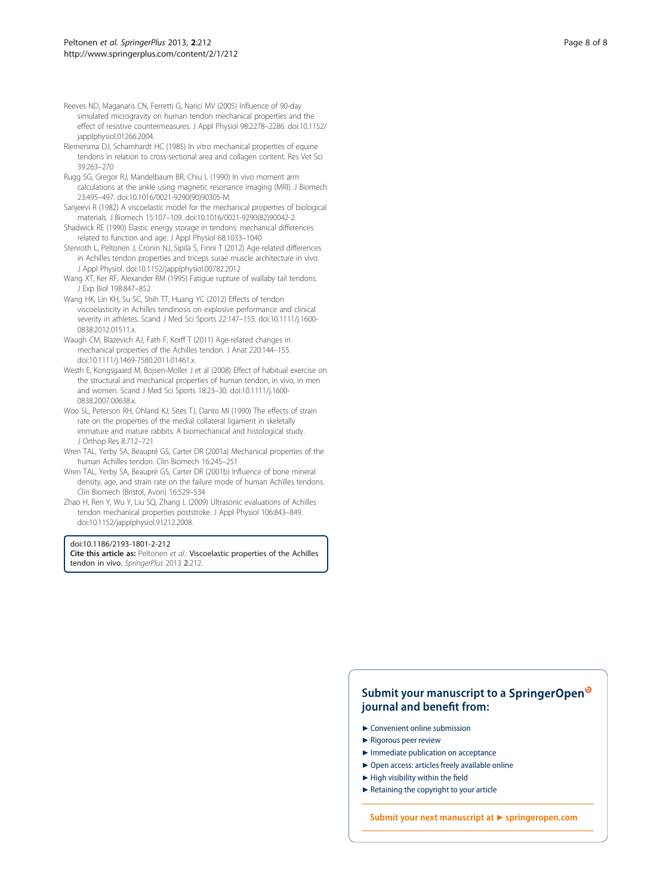Reeves ND, Maganaris CN, Ferretti G, Narici MV (2005) Influence of 90-day simulated microgravity on human tendon mechanical properties and the effect of resistive countermeasures. J Appl Physiol 98:2278–2286. doi:10.1152/japplphysiol.01266.2004.

Riemersma DJ, Schamhardt HC (1985) In vitro mechanical properties of equine tendons in relation to cross-sectional area and collagen content. Res Vet Sci 39:263–270

Rugg SG, Gregor RJ, Mandelbaum BR, Chiu L (1990) In vivo moment arm calculations at the ankle using magnetic resonance imaging (MRI). J Biomech 23:495–497. doi:10.1016/0021-9290(90)90305-M.

Sanjeevi R (1982) A viscoelastic model for the mechanical properties of biological materials. J Biomech 15:107–109. doi:10.1016/0021-9290(82)90042-2.

Shadwick RE (1990) Elastic energy storage in tendons: mechanical differences related to function and age. J Appl Physiol 68:1033–1040

Stenroth L, Peltonen J, Cronin NJ, Sipilä S, Finni T (2012) Age-related differences in Achilles tendon properties and triceps surae muscle architecture in vivo. J Appl Physiol. doi:10.1152/japplphysiol.00782.2012

Wang XT, Ker RF, Alexander RM (1995) Fatigue rupture of wallaby tail tendons. J Exp Biol 198:847–852

Wang HK, Lin KH, Su SC, Shih TT, Huang YC (2012) Effects of tendon viscoelasticity in Achilles tendinosis on explosive performance and clinical severity in athletes. Scand J Med Sci Sports 22:147–155. doi:10.1111/j.1600-0838.2012.01511.x.

Waugh CM, Blazevich AJ, Fath F, Korff T (2011) Age-related changes in mechanical properties of the Achilles tendon. J Anat 220:144–155. doi:10.1111/j.1469-7580.2011.01461.x.

Westh E, Kongsgaard M, Bojsen-Moller J et al (2008) Effect of habitual exercise on the structural and mechanical properties of human tendon, in vivo, in men and women. Scand J Med Sci Sports 18:23–30. doi:10.1111/j.1600-0838.2007.00638.x.

Woo SL, Peterson RH, Ohland KJ, Sites TJ, Danto MI (1990) The effects of strain rate on the properties of the medial collateral ligament in skeletally immature and mature rabbits: A biomechanical and histological study. J Orthop Res 8:712–721

Wren TAL, Yerby SA, Beaupré GS, Carter DR (2001a) Mechanical properties of the human Achilles tendon. Clin Biomech 16:245–251

Wren TAL, Yerby SA, Beaupré GS, Carter DR (2001b) Influence of bone mineral density, age, and strain rate on the failure mode of human Achilles tendons. Clin Biomech (Bristol, Avon) 16:529–534

Zhao H, Ren Y, Wu Y, Liu SQ, Zhang L (2009) Ultrasonic evaluations of Achilles tendon mechanical properties poststroke. J Appl Physiol 106:843–849. doi:10.1152/japplphysiol.91212.2008.

doi:10.1186/2193-1801-2-212

**Cite this article as:** Peltonen *et al.*: Viscoelastic properties of the Achilles tendon in vivo. *SpringerPlus* 2013 **2**:212.

**Submit your manuscript to a SpringerOpen journal and benefit from:**

- ► Convenient online submission
- ► Rigorous peer review
- ► Immediate publication on acceptance
- ► Open access: articles freely available online
- ► High visibility within the field
- ► Retaining the copyright to your article

**Submit your next manuscript at ► springeropen.com**